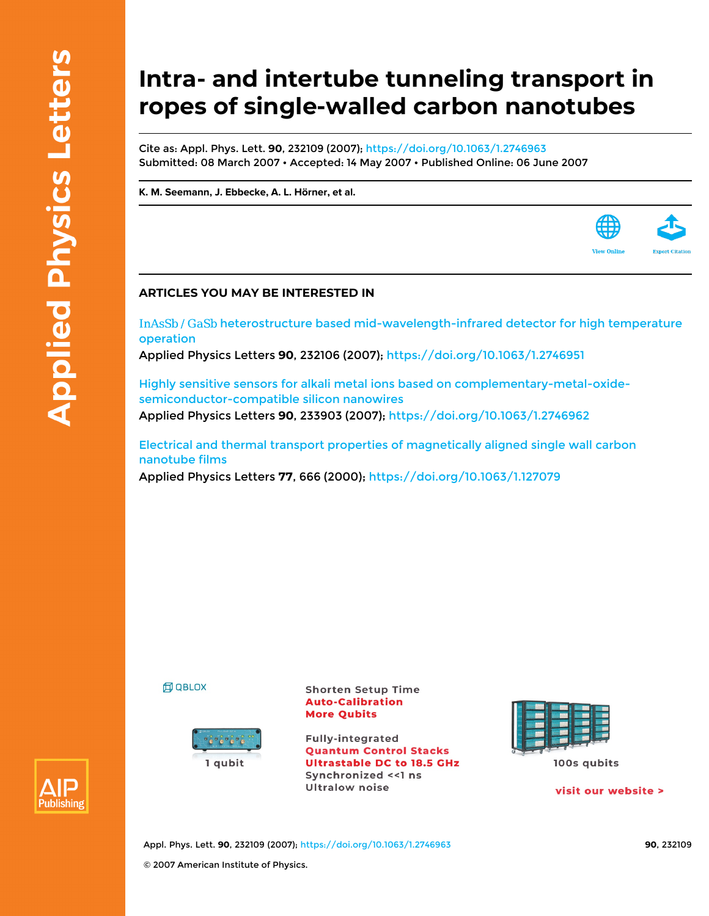# Intra- and intertube tunneling transport in ropes of single-walled carbon nanotubes

Cite as: Appl. Phys. Lett. **90**, 232109 (2007); https://doi.org/10.1063/1.2746963

Submitted: 08 March 2007 • Accepted: 14 May 2007 • Published Online: 06 June 2007

**K. M. Seemann, J. Ebbecke, A. L. Hörner, et al.**

View Online    Export Citation

## ARTICLES YOU MAY BE INTERESTED IN

InAsSb / GaSb heterostructure based mid-wavelength-infrared detector for high temperature operation

Applied Physics Letters **90**, 232106 (2007); https://doi.org/10.1063/1.2746951

Highly sensitive sensors for alkali metal ions based on complementary-metal-oxide-semiconductor-compatible silicon nanowires

Applied Physics Letters **90**, 233903 (2007); https://doi.org/10.1063/1.2746962

Electrical and thermal transport properties of magnetically aligned single wall carbon nanotube films

Applied Physics Letters **77**, 666 (2000); https://doi.org/10.1063/1.127079

© 2007 American Institute of Physics.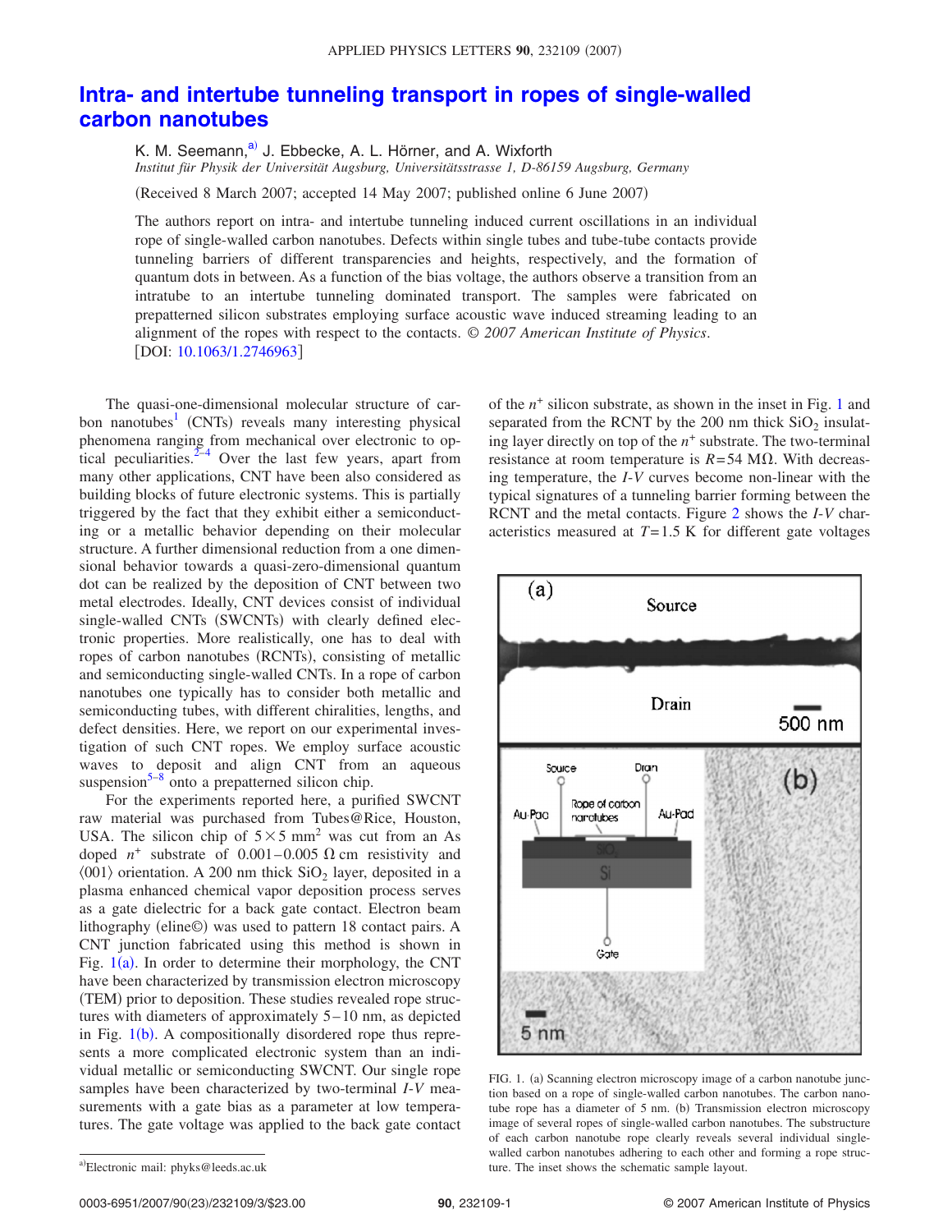# Intra- and intertube tunneling transport in ropes of single-walled carbon nanotubes

K. M. Seemann,[a)] J. Ebbecke, A. L. Hörner, and A. Wixforth

*Institut für Physik der Universität Augsburg, Universitätsstrasse 1, D-86159 Augsburg, Germany*

(Received 8 March 2007; accepted 14 May 2007; published online 6 June 2007)

The authors report on intra- and intertube tunneling induced current oscillations in an individual rope of single-walled carbon nanotubes. Defects within single tubes and tube-tube contacts provide tunneling barriers of different transparencies and heights, respectively, and the formation of quantum dots in between. As a function of the bias voltage, the authors observe a transition from an intratube to an intertube tunneling dominated transport. The samples were fabricated on prepatterned silicon substrates employing surface acoustic wave induced streaming leading to an alignment of the ropes with respect to the contacts. © *2007 American Institute of Physics*. [DOI: 10.1063/1.2746963]

The quasi-one-dimensional molecular structure of carbon nanotubes[1] (CNTs) reveals many interesting physical phenomena ranging from mechanical over electronic to optical peculiarities.[2–4] Over the last few years, apart from many other applications, CNT have been also considered as building blocks of future electronic systems. This is partially triggered by the fact that they exhibit either a semiconducting or a metallic behavior depending on their molecular structure. A further dimensional reduction from a one dimensional behavior towards a quasi-zero-dimensional quantum dot can be realized by the deposition of CNT between two metal electrodes. Ideally, CNT devices consist of individual single-walled CNTs (SWCNTs) with clearly defined electronic properties. More realistically, one has to deal with ropes of carbon nanotubes (RCNTs), consisting of metallic and semiconducting single-walled CNTs. In a rope of carbon nanotubes one typically has to consider both metallic and semiconducting tubes, with different chiralities, lengths, and defect densities. Here, we report on our experimental investigation of such CNT ropes. We employ surface acoustic waves to deposit and align CNT from an aqueous suspension[5–8] onto a prepatterned silicon chip.

For the experiments reported here, a purified SWCNT raw material was purchased from Tubes@Rice, Houston, USA. The silicon chip of $5 \times 5$ mm$^2$ was cut from an As doped $n^+$ substrate of 0.001–0.005 Ω cm resistivity and ⟨001⟩ orientation. A 200 nm thick $SiO_2$ layer, deposited in a plasma enhanced chemical vapor deposition process serves as a gate dielectric for a back gate contact. Electron beam lithography (eline©) was used to pattern 18 contact pairs. A CNT junction fabricated using this method is shown in Fig. 1(a). In order to determine their morphology, the CNT have been characterized by transmission electron microscopy (TEM) prior to deposition. These studies revealed rope structures with diameters of approximately 5–10 nm, as depicted in Fig. 1(b). A compositionally disordered rope thus represents a more complicated electronic system than an individual metallic or semiconducting SWCNT. Our single rope samples have been characterized by two-terminal *I-V* measurements with a gate bias as a parameter at low temperatures. The gate voltage was applied to the back gate contact of the $n^+$ silicon substrate, as shown in the inset in Fig. 1 and separated from the RCNT by the 200 nm thick $SiO_2$ insulating layer directly on top of the $n^+$ substrate. The two-terminal resistance at room temperature is $R = 54$ MΩ. With decreasing temperature, the *I-V* curves become non-linear with the typical signatures of a tunneling barrier forming between the RCNT and the metal contacts. Figure 2 shows the *I-V* characteristics measured at $T = 1.5$ K for different gate voltages

FIG. 1. (a) Scanning electron microscopy image of a carbon nanotube junction based on a rope of single-walled carbon nanotubes. The carbon nanotube rope has a diameter of 5 nm. (b) Transmission electron microscopy image of several ropes of single-walled carbon nanotubes. The substructure of each carbon nanotube rope clearly reveals several individual single-walled carbon nanotubes adhering to each other and forming a rope structure. The inset shows the schematic sample layout.

a)Electronic mail: phyks@leeds.ac.uk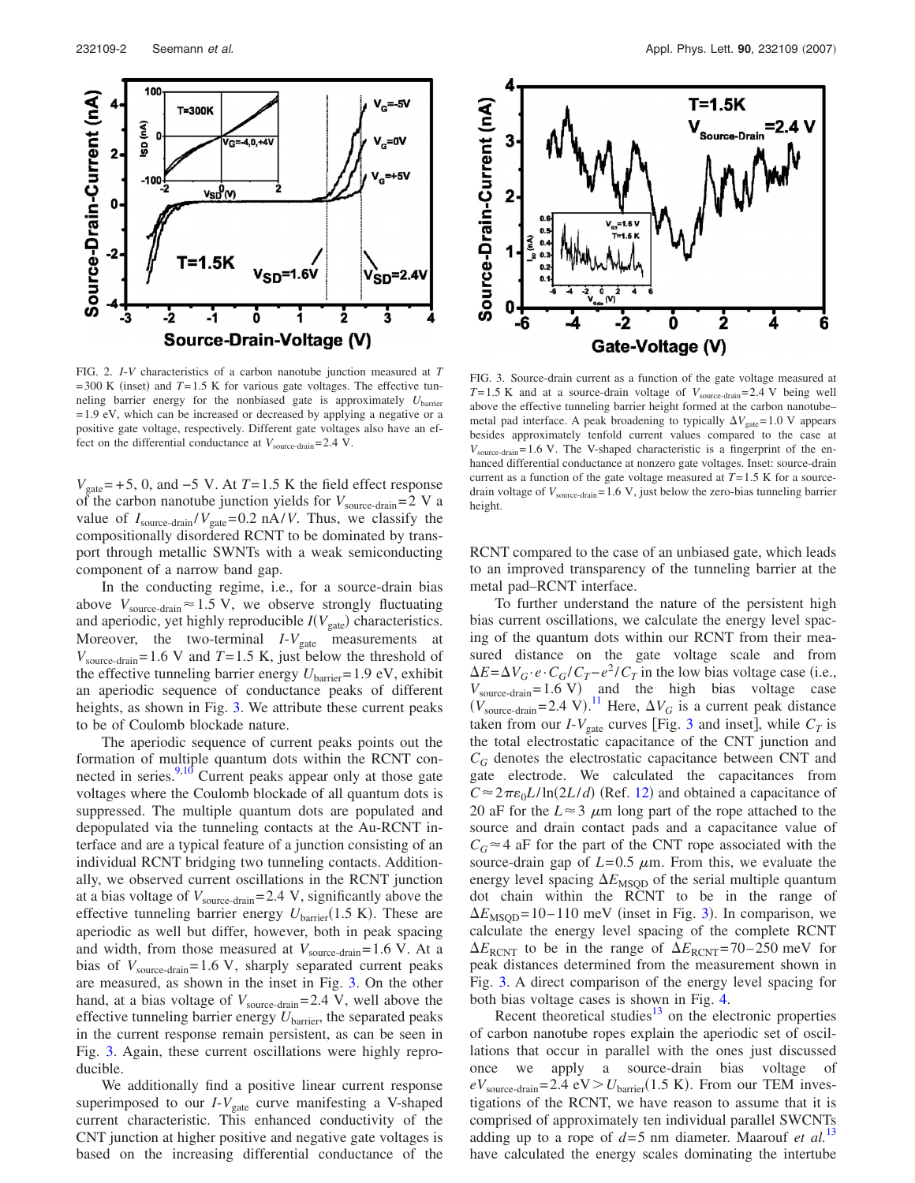FIG. 2. *I-V* characteristics of a carbon nanotube junction measured at $T = 300$ K (inset) and $T = 1.5$ K for various gate voltages. The effective tunneling barrier energy for the nonbiased gate is approximately $U_{barrier} = 1.9$ eV, which can be increased or decreased by applying a negative or a positive gate voltage, respectively. Different gate voltages also have an effect on the differential conductance at $V_{source\text{-}drain} = 2.4$ V.

FIG. 3. Source-drain current as a function of the gate voltage measured at $T = 1.5$ K and at a source-drain voltage of $V_{source\text{-}drain} = 2.4$ V being well above the effective tunneling barrier height formed at the carbon nanotube–metal pad interface. A peak broadening to typically $\Delta V_{gate} = 1.0$ V appears besides approximately tenfold current values compared to the case at $V_{source\text{-}drain} = 1.6$ V. The V-shaped characteristic is a fingerprint of the enhanced differential conductance at nonzero gate voltages. Inset: source-drain current as a function of the gate voltage measured at $T = 1.5$ K for a source-drain voltage of $V_{source\text{-}drain} = 1.6$ V, just below the zero-bias tunneling barrier height.

$V_{gate} = +5$, 0, and $-5$ V. At $T = 1.5$ K the field effect response of the carbon nanotube junction yields for $V_{source\text{-}drain} = 2$ V a value of $I_{source\text{-}drain}/V_{gate} = 0.2$ nA/V. Thus, we classify the compositionally disordered RCNT to be dominated by transport through metallic SWNTs with a weak semiconducting component of a narrow band gap.

In the conducting regime, i.e., for a source-drain bias above $V_{source\text{-}drain} \approx 1.5$ V, we observe strongly fluctuating and aperiodic, yet highly reproducible $I(V_{gate})$ characteristics. Moreover, the two-terminal $I\text{-}V_{gate}$ measurements at $V_{source\text{-}drain} = 1.6$ V and $T = 1.5$ K, just below the threshold of the effective tunneling barrier energy $U_{barrier} = 1.9$ eV, exhibit an aperiodic sequence of conductance peaks of different heights, as shown in Fig. 3. We attribute these current peaks to be of Coulomb blockade nature.

The aperiodic sequence of current peaks points out the formation of multiple quantum dots within the RCNT connected in series.[9,10] Current peaks appear only at those gate voltages where the Coulomb blockade of all quantum dots is suppressed. The multiple quantum dots are populated and depopulated via the tunneling contacts at the Au-RCNT interface and are a typical feature of a junction consisting of an individual RCNT bridging two tunneling contacts. Additionally, we observed current oscillations in the RCNT junction at a bias voltage of $V_{source\text{-}drain} = 2.4$ V, significantly above the effective tunneling barrier energy $U_{barrier}(1.5\text{ K})$. These are aperiodic as well but differ, however, both in peak spacing and width, from those measured at $V_{source\text{-}drain} = 1.6$ V. At a bias of $V_{source\text{-}drain} = 1.6$ V, sharply separated current peaks are measured, as shown in the inset in Fig. 3. On the other hand, at a bias voltage of $V_{source\text{-}drain} = 2.4$ V, well above the effective tunneling barrier energy $U_{barrier}$, the separated peaks in the current response remain persistent, as can be seen in Fig. 3. Again, these current oscillations were highly reproducible.

We additionally find a positive linear current response superimposed to our $I\text{-}V_{gate}$ curve manifesting a V-shaped current characteristic. This enhanced conductivity of the CNT junction at higher positive and negative gate voltages is based on the increasing differential conductance of the RCNT compared to the case of an unbiased gate, which leads to an improved transparency of the tunneling barrier at the metal pad–RCNT interface.

To further understand the nature of the persistent high bias current oscillations, we calculate the energy level spacing of the quantum dots within our RCNT from their measured distance on the gate voltage scale and from $\Delta E = \Delta V_G \cdot e \cdot C_G / C_T - e^2 / C_T$ in the low bias voltage case (i.e., $V_{source\text{-}drain} = 1.6$ V) and the high bias voltage case ($V_{source\text{-}drain} = 2.4$ V).[11] Here, $\Delta V_G$ is a current peak distance taken from our $I\text{-}V_{gate}$ curves [Fig. 3 and inset], while $C_T$ is the total electrostatic capacitance of the CNT junction and $C_G$ denotes the electrostatic capacitance between CNT and gate electrode. We calculated the capacitances from $C \approx 2\pi\varepsilon_0 L / \ln(2L/d)$ (Ref. 12) and obtained a capacitance of 20 aF for the $L \approx 3$ $\mu$m long part of the rope attached to the source and drain contact pads and a capacitance value of $C_G \approx 4$ aF for the part of the CNT rope associated with the source-drain gap of $L = 0.5$ $\mu$m. From this, we evaluate the energy level spacing $\Delta E_{MSQD}$ of the serial multiple quantum dot chain within the RCNT to be in the range of $\Delta E_{MSQD} = 10\text{–}110$ meV (inset in Fig. 3). In comparison, we calculate the energy level spacing of the complete RCNT $\Delta E_{RCNT}$ to be in the range of $\Delta E_{RCNT} = 70\text{–}250$ meV for peak distances determined from the measurement shown in Fig. 3. A direct comparison of the energy level spacing for both bias voltage cases is shown in Fig. 4.

Recent theoretical studies[13] on the electronic properties of carbon nanotube ropes explain the aperiodic set of oscillations that occur in parallel with the ones just discussed once we apply a source-drain bias voltage of $eV_{source\text{-}drain} = 2.4\text{ eV} > U_{barrier}(1.5\text{ K})$. From our TEM investigations of the RCNT, we have reason to assume that it is comprised of approximately ten individual parallel SWCNTs adding up to a rope of $d = 5$ nm diameter. Maarouf *et al.*[13] have calculated the energy scales dominating the intertube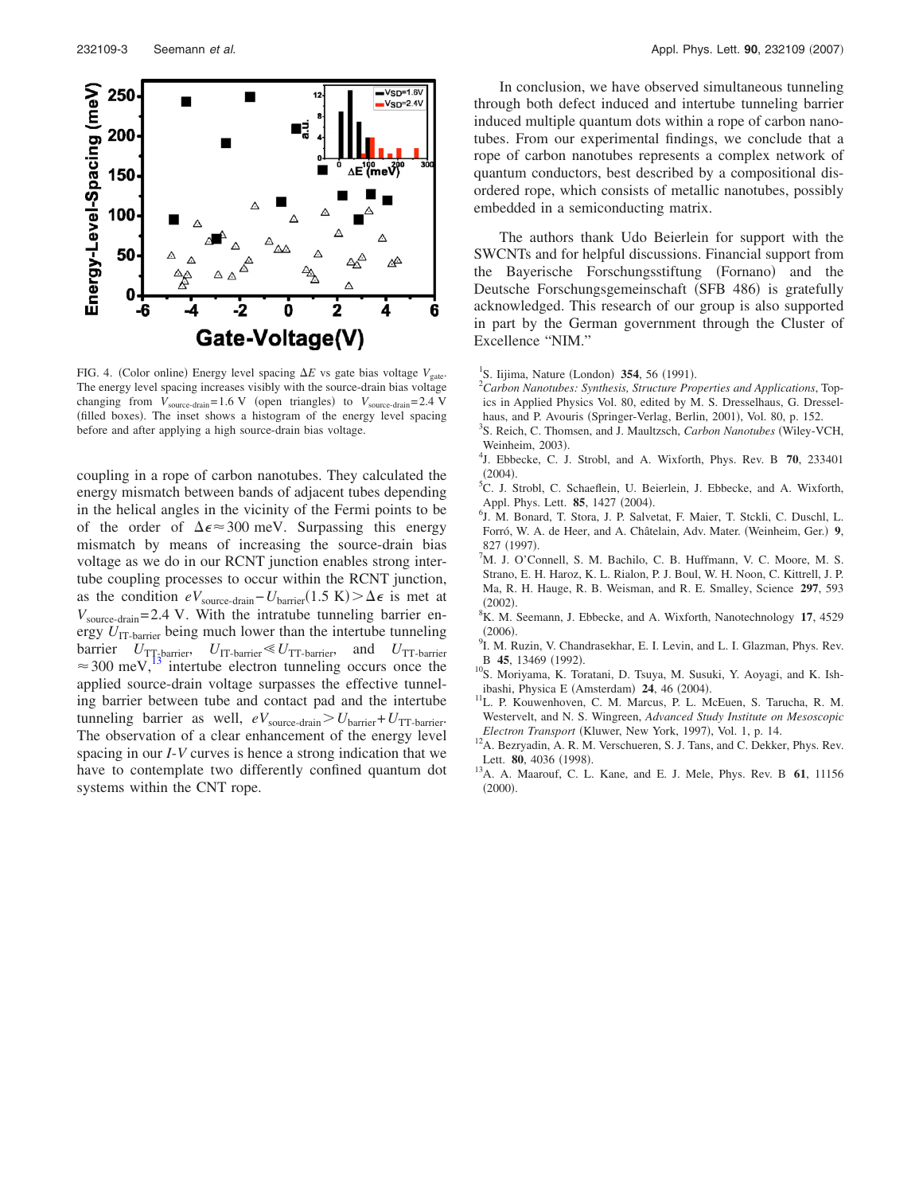Energy-Level-Spacing (meV)

250
200
150
100
50
0

-6 -4 -2 0 2 4 6

Gate-Voltage(V)

VSD=1.6V
VSD=2.4V

a.u.

12
8
4
0

0 100 200 300

ΔE (meV)

FIG. 4. (Color online) Energy level spacing $\Delta E$ vs gate bias voltage $V_{\text{gate}}$. The energy level spacing increases visibly with the source-drain bias voltage changing from $V_{\text{source-drain}}=1.6$ V (open triangles) to $V_{\text{source-drain}}=2.4$ V (filled boxes). The inset shows a histogram of the energy level spacing before and after applying a high source-drain bias voltage.

coupling in a rope of carbon nanotubes. They calculated the energy mismatch between bands of adjacent tubes depending in the helical angles in the vicinity of the Fermi points to be of the order of $\Delta\epsilon \approx 300$ meV. Surpassing this energy mismatch by means of increasing the source-drain bias voltage as we do in our RCNT junction enables strong intertube coupling processes to occur within the RCNT junction, as the condition $eV_{\text{source-drain}} - U_{\text{barrier}}(1.5\text{ K}) > \Delta\epsilon$ is met at $V_{\text{source-drain}}=2.4$ V. With the intratube tunneling barrier energy $U_{\text{IT-barrier}}$ being much lower than the intertube tunneling barrier $U_{\text{TT-barrier}}$, $U_{\text{IT-barrier}} \ll U_{\text{TT-barrier}}$, and $U_{\text{TT-barrier}} \approx 300$ meV,[13] intertube electron tunneling occurs once the applied source-drain voltage surpasses the effective tunneling barrier between tube and contact pad and the intertube tunneling barrier as well, $eV_{\text{source-drain}} > U_{\text{barrier}} + U_{\text{TT-barrier}}$. The observation of a clear enhancement of the energy level spacing in our *I-V* curves is hence a strong indication that we have to contemplate two differently confined quantum dot systems within the CNT rope.

In conclusion, we have observed simultaneous tunneling through both defect induced and intertube tunneling barrier induced multiple quantum dots within a rope of carbon nanotubes. From our experimental findings, we conclude that a rope of carbon nanotubes represents a complex network of quantum conductors, best described by a compositional disordered rope, which consists of metallic nanotubes, possibly embedded in a semiconducting matrix.

The authors thank Udo Beierlein for support with the SWCNTs and for helpful discussions. Financial support from the Bayerische Forschungsstiftung (Fornano) and the Deutsche Forschungsgemeinschaft (SFB 486) is gratefully acknowledged. This research of our group is also supported in part by the German government through the Cluster of Excellence "NIM."

[1] S. Iijima, Nature (London) **354**, 56 (1991).

[2] *Carbon Nanotubes: Synthesis, Structure Properties and Applications*, Topics in Applied Physics Vol. 80, edited by M. S. Dresselhaus, G. Dresselhaus, and P. Avouris (Springer-Verlag, Berlin, 2001), Vol. 80, p. 152.

[3] S. Reich, C. Thomsen, and J. Maultzsch, *Carbon Nanotubes* (Wiley-VCH, Weinheim, 2003).

[4] J. Ebbecke, C. J. Strobl, and A. Wixforth, Phys. Rev. B **70**, 233401 (2004).

[5] C. J. Strobl, C. Schaeflein, U. Beierlein, J. Ebbecke, and A. Wixforth, Appl. Phys. Lett. **85**, 1427 (2004).

[6] J. M. Bonard, T. Stora, J. P. Salvetat, F. Maier, T. Stckli, C. Duschl, L. Forró, W. A. de Heer, and A. Châtelain, Adv. Mater. (Weinheim, Ger.) **9**, 827 (1997).

[7] M. J. O'Connell, S. M. Bachilo, C. B. Huffmann, V. C. Moore, M. S. Strano, E. H. Haroz, K. L. Rialon, P. J. Boul, W. H. Noon, C. Kittrell, J. P. Ma, R. H. Hauge, R. B. Weisman, and R. E. Smalley, Science **297**, 593 (2002).

[8] K. M. Seemann, J. Ebbecke, and A. Wixforth, Nanotechnology **17**, 4529 (2006).

[9] I. M. Ruzin, V. Chandrasekhar, E. I. Levin, and L. I. Glazman, Phys. Rev. B **45**, 13469 (1992).

[10] S. Moriyama, K. Toratani, D. Tsuya, M. Susuki, Y. Aoyagi, and K. Ishibashi, Physica E (Amsterdam) **24**, 46 (2004).

[11] L. P. Kouwenhoven, C. M. Marcus, P. L. McEuen, S. Tarucha, R. M. Westervelt, and N. S. Wingreen, *Advanced Study Institute on Mesoscopic Electron Transport* (Kluwer, New York, 1997), Vol. 1, p. 14.

[12] A. Bezryadin, A. R. M. Verschueren, S. J. Tans, and C. Dekker, Phys. Rev. Lett. **80**, 4036 (1998).

[13] A. A. Maarouf, C. L. Kane, and E. J. Mele, Phys. Rev. B **61**, 11156 (2000).